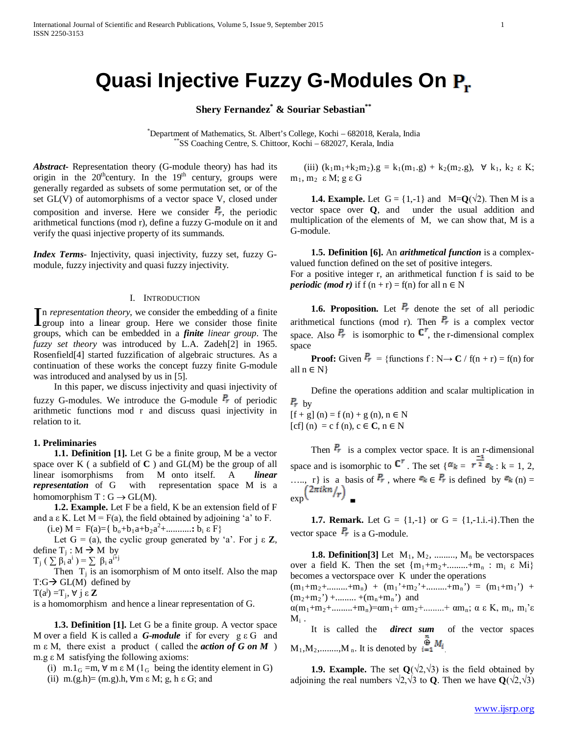# Quasi Injective Fuzzy G-Modules On $P_r$

**Shery Fernandez[*] & Souriar Sebastian[**]**

[*]Department of Mathematics, St. Albert's College, Kochi – 682018, Kerala, India
[**]SS Coaching Centre, S. Chittoor, Kochi – 682027, Kerala, India

***Abstract***- Representation theory (G-module theory) has had its origin in the 20th century. In the 19th century, groups were generally regarded as subsets of some permutation set, or of the set GL(V) of automorphisms of a vector space V, closed under composition and inverse. Here we consider $P_r$, the periodic arithmetical functions (mod r), define a fuzzy G-module on it and verify the quasi injective property of its summands.

***Index Terms***- Injectivity, quasi injectivity, fuzzy set, fuzzy G-module, fuzzy injectivity and quasi fuzzy injectivity.

## I. Introduction

In *representation theory*, we consider the embedding of a finite group into a linear group. Here we consider those finite groups, which can be embedded in a ***finite linear group***. The *fuzzy set theory* was introduced by L.A. Zadeh[2] in 1965. Rosenfeld[4] started fuzzification of algebraic structures. As a continuation of these works the concept fuzzy finite G-module was introduced and analysed by us in [5].

In this paper, we discuss injectivity and quasi injectivity of fuzzy G-modules. We introduce the G-module $P_r$ of periodic arithmetic functions mod r and discuss quasi injectivity in relation to it.

### 1. Preliminaries

**1.1. Definition [1].** Let G be a finite group, M be a vector space over K ( a subfield of **C** ) and GL(M) be the group of all linear isomorphisms from M onto itself. A ***linear representation*** of G with representation space M is a homomorphism $T : G \to GL(M)$.

**1.2. Example.** Let F be a field, K be an extension field of F and a ε K. Let M = F(a), the field obtained by adjoining 'a' to F.

(i.e) $M = F(a)=\{ b_o+b_1a+b_2a^2+\ldots\ldots\ldots\ldots: b_i \in F\}$

Let G = (a), the cyclic group generated by 'a'. For j ε **Z**, define $T_j : M \to M$ by

$T_j ( \sum \beta_i a^i ) = \sum \beta_i a^{i+j}$

Then $T_j$ is an isomorphism of M onto itself. Also the map $T:G\to GL(M)$ defined by

$T(a^j) =T_j, \forall j \in \mathbf{Z}$

is a homomorphism and hence a linear representation of G.

**1.3. Definition [1].** Let G be a finite group. A vector space M over a field K is called a ***G-module*** if for every g ε G and m ε M, there exist a product ( called the ***action of G on M*** ) m.g ε M satisfying the following axioms:

(i) $m.1_G = m, \forall m \in M$ ($1_G$ being the identity element in G)

(ii) $m.(g.h)= (m.g).h, \forall m \in M; g, h \in G$; and

(iii) $(k_1m_1+k_2m_2).g = k_1(m_1.g) + k_2(m_2.g), \forall k_1, k_2 \in K; m_1, m_2 \in M; g \in G$

**1.4. Example.** Let G = {1,-1} and M=**Q**(√2). Then M is a vector space over **Q**, and under the usual addition and multiplication of the elements of M, we can show that, M is a G-module.

**1.5. Definition [6].** An ***arithmetical function*** is a complex-valued function defined on the set of positive integers.
For a positive integer r, an arithmetical function f is said to be ***periodic (mod r)*** if $f (n + r) = f(n)$ for all $n \in N$

**1.6. Proposition.** Let $P_r$ denote the set of all periodic arithmetical functions (mod r). Then $P_r$ is a complex vector space. Also $P_r$ is isomorphic to $\mathbf{C}^r$, the r-dimensional complex space

**Proof:** Given $P_r$ = {functions $f : N\to \mathbf{C}$ / $f(n + r) = f(n)$ for all $n \in N$}

Define the operations addition and scalar multiplication in $P_r$ by

$[f + g] (n) = f (n) + g (n), n \in N$
$[cf] (n) = c f (n), c \in \mathbf{C}, n \in N$

Then $P_r$ is a complex vector space. It is an r-dimensional space and is isomorphic to $\mathbf{C}^r$. The set $\{\alpha_k = r^{\frac{-1}{2}} \varepsilon_k$ : k = 1, 2, ….., r} is a basis of $P_r$, where $\varepsilon_k \in P_r$ is defined by $\varepsilon_k (n) = \exp\left(2\pi i k n / r\right)$ ■

**1.7. Remark.** Let G = {1,-1} or G = {1,-1.i.-i}.Then the vector space $P_r$ is a G-module.

**1.8. Definition[3]** Let $M_1, M_2, \ldots\ldots\ldots, M_n$ be vectorspaces over a field K. Then the set $\{m_1+m_2+\ldots\ldots\ldots+m_n : m_i \in M_i\}$ becomes a vectorspace over K under the operations

$(m_1+m_2+\ldots\ldots\ldots+m_n) + (m_1'+m_2'+\ldots\ldots\ldots+m_n') = (m_1+m_1') + (m_2+m_2') +\ldots\ldots\ldots +(m_n+m_n')$ and

$\alpha(m_1+m_2+\ldots\ldots\ldots+m_n)=\alpha m_1+ \alpha m_2+\ldots\ldots\ldots+ \alpha m_n; \alpha \in K, m_i, m_i' \in M_i$ .

It is called the ***direct sum*** of the vector spaces $M_1,M_2,\ldots\ldots\ldots,M_n$. It is denoted by $\overset{n}{\underset{i=1}{\oplus}} M_i$.

**1.9. Example.** The set **Q**(√2,√3) is the field obtained by adjoining the real numbers √2,√3 to **Q**. Then we have **Q**(√2,√3)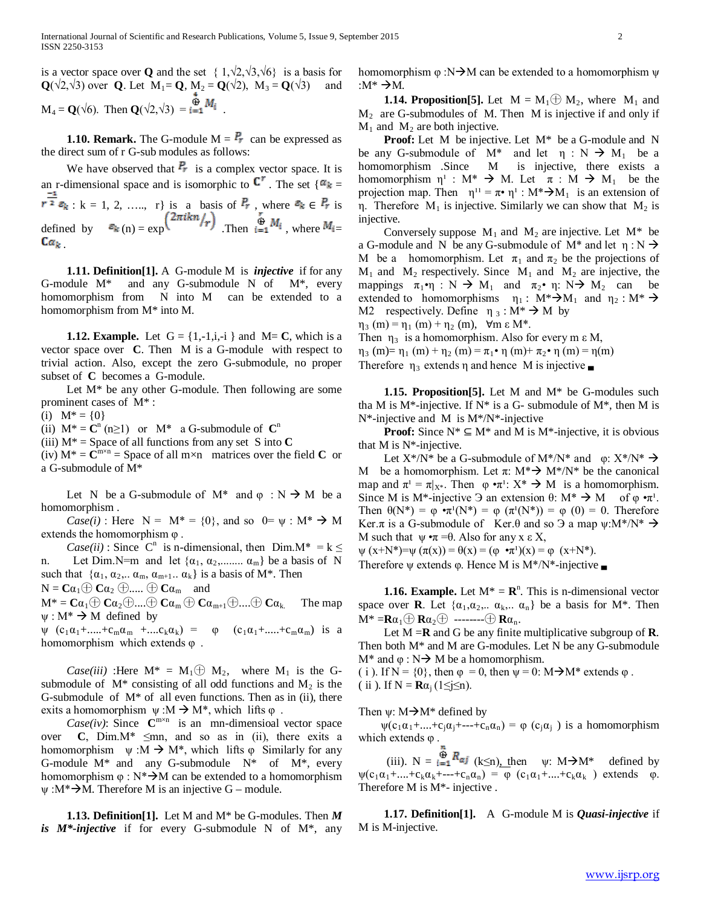is a vector space over $\mathbf{Q}$ and the set $\{1,\sqrt{2},\sqrt{3},\sqrt{6}\}$ is a basis for $\mathbf{Q}(\sqrt{2},\sqrt{3})$ over $\mathbf{Q}$. Let $M_1 = \mathbf{Q}$, $M_2 = \mathbf{Q}(\sqrt{2})$, $M_3 = \mathbf{Q}(\sqrt{3})$ and $M_4 = \mathbf{Q}(\sqrt{6})$. Then $\mathbf{Q}(\sqrt{2},\sqrt{3}) = \overset{4}{\underset{i=1}{\oplus}} M_i$ .

**1.10. Remark.** The G-module $M = P_r$ can be expressed as the direct sum of r G-sub modules as follows:

We have observed that $P_r$ is a complex vector space. It is an r-dimensional space and is isomorphic to $\mathbf{C}^r$. The set $\{\alpha_k = r^{\frac{-1}{2}} e_k$ : k = 1, 2, ….., r$\}$ is a basis of $P_r$, where $e_k \in P_r$ is defined by $e_k(n) = \exp\left(\frac{2\pi ikn}{r}\right)$ .Then $\overset{r}{\underset{i=1}{\oplus}} M_i$ , where $M_i = \mathbf{C}\alpha_k$ .

**1.11. Definition[1].** A G-module M is ***injective*** if for any G-module M* and any G-submodule N of M*, every homomorphism from N into M can be extended to a homomorphism from M* into M.

**1.12. Example.** Let $G = \{1,-1,i,-i\}$ and $M = \mathbf{C}$, which is a vector space over $\mathbf{C}$. Then M is a G-module with respect to trivial action. Also, except the zero G-submodule, no proper subset of $\mathbf{C}$ becomes a G-module.

Let M* be any other G-module. Then following are some prominent cases of M* :

(i) $M^* = \{0\}$

(ii) $M^* = \mathbf{C}^n$ $(n \geq 1)$ or M* a G-submodule of $\mathbf{C}^n$

(iii) M* = Space of all functions from any set S into $\mathbf{C}$

(iv) $M^* = \mathbf{C}^{m\times n}$ = Space of all m×n matrices over the field $\mathbf{C}$ or a G-submodule of M*

Let N be a G-submodule of M* and $\varphi : N \to M$ be a homomorphism .

*Case(i)* : Here $N = M^* = \{0\}$, and so $0 = \psi : M^* \to M$ extends the homomorphism φ .

*Case(ii)* : Since $C^n$ is n-dimensional, then $\text{Dim.}M^* = k \leq n$. Let Dim.N=m and let $\{\alpha_1, \alpha_2, \ldots \alpha_m\}$ be a basis of N such that $\{\alpha_1, \alpha_2, \ldots \alpha_m, \alpha_{m+1} \ldots \alpha_k\}$ is a basis of M*. Then

$N = \mathbf{C}\alpha_1 \oplus \mathbf{C}\alpha_2 \oplus \ldots \oplus \mathbf{C}\alpha_m$ and

$M^* = \mathbf{C}\alpha_1 \oplus \mathbf{C}\alpha_2 \oplus \ldots \oplus \mathbf{C}\alpha_m \oplus \mathbf{C}\alpha_{m+1} \oplus \ldots \oplus \mathbf{C}\alpha_k$. The map $\psi : M^* \to M$ defined by

$\psi(c_1\alpha_1 + \ldots + c_m\alpha_m + \ldots c_k\alpha_k) = \varphi(c_1\alpha_1 + \ldots + c_m\alpha_m)$ is a homomorphism which extends φ .

*Case(iii)* :Here $M^* = M_1 \oplus M_2$, where $M_1$ is the G-submodule of M* consisting of all odd functions and $M_2$ is the G-submodule of M* of all even functions. Then as in (ii), there exits a homomorphism $\psi : M \to M^*$, which lifts φ .

*Case(iv)*: Since $\mathbf{C}^{m\times n}$ is an mn-dimensioal vector space over $\mathbf{C}$, $\text{Dim.}M^* \leq mn$, and so as in (ii), there exits a homomorphism $\psi : M \to M^*$, which lifts φ Similarly for any G-module M* and any G-submodule N* of M*, every homomorphism $\varphi : N^* \to M$ can be extended to a homomorphism $\psi : M^* \to M$. Therefore M is an injective G – module.

**1.13. Definition[1].** Let M and M* be G-modules. Then ***M is M\*-injective*** if for every G-submodule N of M*, any homomorphism $\varphi : N \to M$ can be extended to a homomorphism $\psi : M^* \to M$.

**1.14. Proposition[5].** Let $M = M_1 \oplus M_2$, where $M_1$ and $M_2$ are G-submodules of M. Then M is injective if and only if $M_1$ and $M_2$ are both injective.

**Proof:** Let M be injective. Let M* be a G-module and N be any G-submodule of M* and let $\eta : N \to M_1$ be a homomorphism .Since M is injective, there exists a homomorphism $\eta^1 : M^* \to M$. Let $\pi : M \to M_1$ be the projection map. Then $\eta^{11} = \pi \bullet \eta^1 : M^* \to M_1$ is an extension of η. Therefore $M_1$ is injective. Similarly we can show that $M_2$ is injective.

Conversely suppose $M_1$ and $M_2$ are injective. Let M* be a G-module and N be any G-submodule of M* and let $\eta : N \to M$ be a homomorphism. Let $\pi_1$ and $\pi_2$ be the projections of $M_1$ and $M_2$ respectively. Since $M_1$ and $M_2$ are injective, the mappings $\pi_1 \bullet \eta : N \to M_1$ and $\pi_2 \bullet \eta : N \to M_2$ can be extended to homomorphisms $\eta_1 : M^* \to M_1$ and $\eta_2 : M^* \to M2$ respectively. Define $\eta_3 : M^* \to M$ by

$\eta_3(m) = \eta_1(m) + \eta_2(m), \ \forall m \in M^*$.

Then $\eta_3$ is a homomorphism. Also for every m ε M,

$\eta_3(m) = \eta_1(m) + \eta_2(m) = \pi_1 \bullet \eta(m) + \pi_2 \bullet \eta(m) = \eta(m)$

Therefore $\eta_3$ extends η and hence M is injective ▄

**1.15. Proposition[5].** Let M and M* be G-modules such tha M is M*-injective. If N* is a G- submodule of M*, then M is N*-injective and M is M*/N*-injective

**Proof:** Since $N^* \subseteq M^*$ and M is M*-injective, it is obvious that M is N*-injective.

Let X*/N* be a G-submodule of M*/N* and $\varphi : X^*/N^* \to M$ be a homomorphism. Let $\pi : M^* \to M^*/N^*$ be the canonical map and $\pi^1 = \pi|_{X^*}$. Then $\varphi \bullet \pi^1 : X^* \to M$ is a homomorphism. Since M is M*-injective ∃ an extension $\theta : M^* \to M$ of $\varphi \bullet \pi^1$. Then $\theta(N^*) = \varphi \bullet \pi^1(N^*) = \varphi(\pi^1(N^*)) = \varphi(0) = 0$. Therefore Ker.π is a G-submodule of Ker.θ and so ∃ a map $\psi : M^*/N^* \to M$ such that $\psi \bullet \pi = \theta$. Also for any x ε X,

$\psi(x+N^*) = \psi(\pi(x)) = \theta(x) = (\varphi \bullet \pi^1)(x) = \varphi(x+N^*)$.

Therefore ψ extends φ. Hence M is M*/N*-injective ▄

**1.16. Example.** Let $M^* = \mathbf{R}^n$. This is n-dimensional vector space over $\mathbf{R}$. Let $\{\alpha_1, \alpha_2, \ldots \alpha_k, \ldots \alpha_n\}$ be a basis for M*. Then $M^* = \mathbf{R}\alpha_1 \oplus \mathbf{R}\alpha_2 \oplus \text{--------} \oplus \mathbf{R}\alpha_n$.

Let $M = \mathbf{R}$ and G be any finite multiplicative subgroup of $\mathbf{R}$. Then both M* and M are G-modules. Let N be any G-submodule M* and $\varphi : N \to M$ be a homomorphism.

( i ). If $N = \{0\}$, then $\varphi = 0$, then $\psi = 0 : M \to M^*$ extends φ .

( ii ). If $N = \mathbf{R}\alpha_j$ $(1 \leq j \leq n)$.

Then $\psi : M \to M^*$ defined by

$\psi(c_1\alpha_1 + \ldots + c_j\alpha_j + \text{---} + c_n\alpha_n) = \varphi(c_j\alpha_j)$ is a homomorphism which extends φ .

(iii). $N = \overset{n}{\underset{i=1}{\oplus}} R_{\alpha j}$ $(k \leq n)$, then $\psi : M \to M^*$ defined by $\psi(c_1\alpha_1 + \ldots + c_k\alpha_k + \text{---} + c_n\alpha_n) = \varphi(c_1\alpha_1 + \ldots + c_k\alpha_k)$ extends φ. Therefore M is M*- injective .

**1.17. Definition[1].** A G-module M is ***Quasi-injective*** if M is M-injective.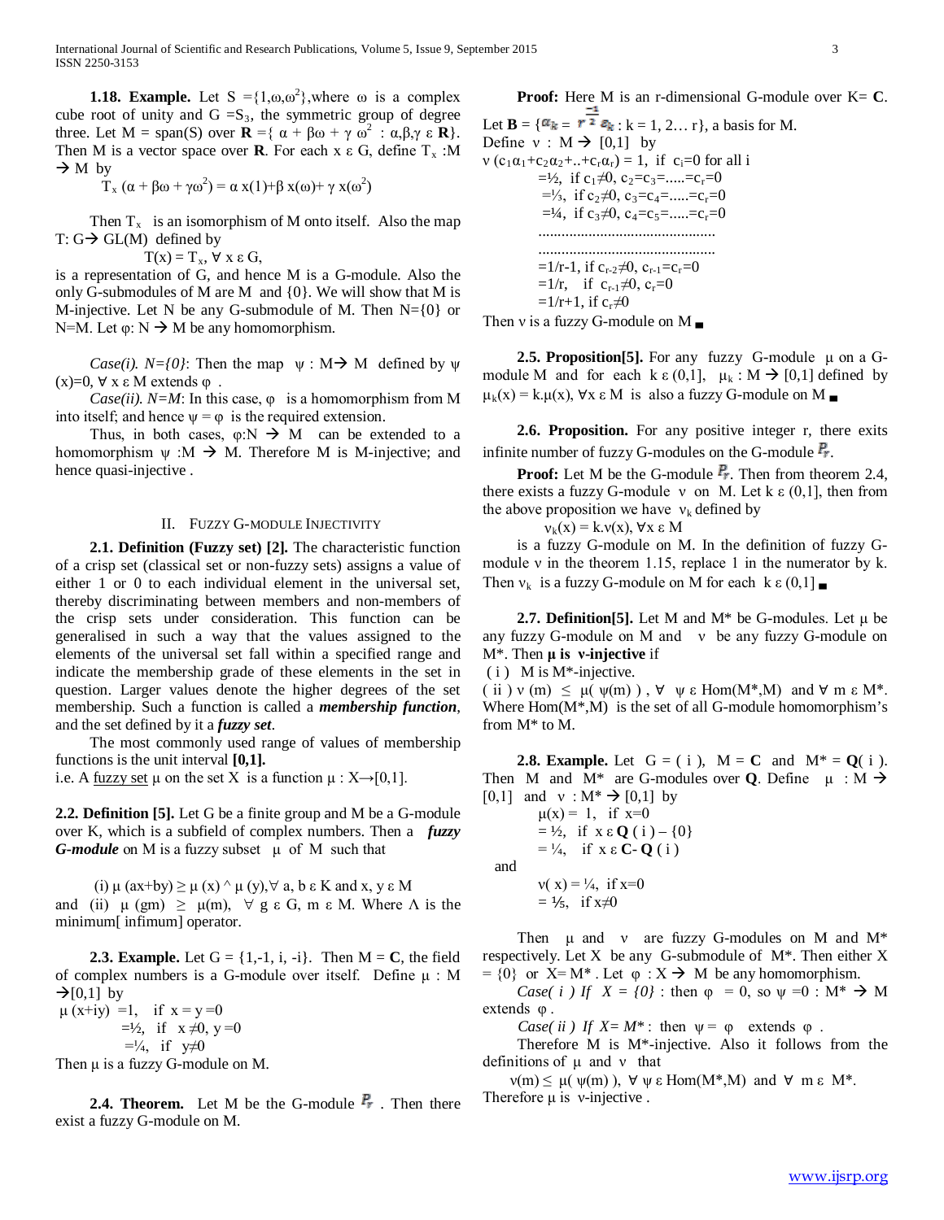**1.18. Example.** Let $S = \{1, \omega, \omega^2\}$, where $\omega$ is a complex cube root of unity and $G = S_3$, the symmetric group of degree three. Let $M = \text{span}(S)$ over $\mathbf{R} = \{ \alpha + \beta\omega + \gamma\omega^2 : \alpha, \beta, \gamma \in \mathbf{R}\}$. Then M is a vector space over **R**. For each $x \in G$, define $T_x : M \rightarrow M$ by

$$T_x(\alpha + \beta\omega + \gamma\omega^2) = \alpha\, x(1) + \beta\, x(\omega) + \gamma\, x(\omega^2)$$

Then $T_x$ is an isomorphism of M onto itself. Also the map $T: G \rightarrow GL(M)$ defined by

$$T(x) = T_x, \ \forall\, x \in G,$$

is a representation of G, and hence M is a G-module. Also the only G-submodules of M are M and {0}. We will show that M is M-injective. Let N be any G-submodule of M. Then N={0} or N=M. Let $\varphi: N \rightarrow M$ be any homomorphism.

*Case(i). N={0}*: Then the map $\psi : M \rightarrow M$ defined by $\psi(x)=0, \forall\, x \in M$ extends $\varphi$ .

*Case(ii). N=M*: In this case, $\varphi$ is a homomorphism from M into itself; and hence $\psi = \varphi$ is the required extension.

Thus, in both cases, $\varphi: N \rightarrow M$ can be extended to a homomorphism $\psi : M \rightarrow M$. Therefore M is M-injective; and hence quasi-injective .

## II. Fuzzy G-Module Injectivity

**2.1. Definition (Fuzzy set) [2].** The characteristic function of a crisp set (classical set or non-fuzzy sets) assigns a value of either 1 or 0 to each individual element in the universal set, thereby discriminating between members and non-members of the crisp sets under consideration. This function can be generalised in such a way that the values assigned to the elements of the universal set fall within a specified range and indicate the membership grade of these elements in the set in question. Larger values denote the higher degrees of the set membership. Such a function is called a ***membership function***, and the set defined by it a ***fuzzy set***.

The most commonly used range of values of membership functions is the unit interval **[0,1].**

i.e. A fuzzy set $\mu$ on the set X is a function $\mu : X \rightarrow [0,1]$.

**2.2. Definition [5].** Let G be a finite group and M be a G-module over K, which is a subfield of complex numbers. Then a ***fuzzy G-module*** on M is a fuzzy subset $\mu$ of M such that

(i) $\mu(ax+by) \geq \mu(x) \wedge \mu(y), \forall\, a, b \in K$ and $x, y \in M$

and (ii) $\mu(gm) \geq \mu(m), \ \forall\, g \in G, m \in M$. Where $\wedge$ is the minimum[ infimum] operator.

**2.3. Example.** Let $G = \{1,-1, i, -i\}$. Then $M = \mathbf{C}$, the field of complex numbers is a G-module over itself. Define $\mu : M \rightarrow [0,1]$ by

$$\mu(x+iy) = 1, \ \text{if } x = y = 0$$
$$= \tfrac{1}{2}, \ \text{if } x \neq 0, y = 0$$
$$= \tfrac{1}{4}, \ \text{if } y \neq 0$$

Then $\mu$ is a fuzzy G-module on M.

**2.4. Theorem.** Let M be the G-module $P_r$ . Then there exist a fuzzy G-module on M.

**Proof:** Here M is an r-dimensional G-module over K= **C**.

Let $\mathbf{B} = \{\alpha_k = r^{\frac{-1}{2}} e_k : k = 1, 2\ldots r\}$, a basis for M.

Define $\nu : M \rightarrow [0,1]$ by

$$\nu(c_1\alpha_1 + c_2\alpha_2 + .. + c_r\alpha_r) = 1, \ \text{if } c_i = 0 \text{ for all } i$$
$$= \tfrac{1}{2}, \ \text{if } c_1 \neq 0, c_2 = c_3 = \ldots = c_r = 0$$
$$= \tfrac{1}{3}, \ \text{if } c_2 \neq 0, c_3 = c_4 = \ldots = c_r = 0$$
$$= \tfrac{1}{4}, \ \text{if } c_3 \neq 0, c_4 = c_5 = \ldots = c_r = 0$$
$$\ldots\ldots\ldots\ldots\ldots\ldots\ldots\ldots\ldots$$
$$\ldots\ldots\ldots\ldots\ldots\ldots\ldots\ldots\ldots$$
$$= 1/r\text{-}1, \ \text{if } c_{r-2} \neq 0, c_{r-1} = c_r = 0$$
$$= 1/r, \ \text{if } c_{r-1} \neq 0, c_r = 0$$
$$= 1/r\text{+}1, \ \text{if } c_r \neq 0$$

Then $\nu$ is a fuzzy G-module on M ∎

**2.5. Proposition[5].** For any fuzzy G-module $\mu$ on a G-module M and for each $k \in (0,1]$, $\mu_k : M \rightarrow [0,1]$ defined by $\mu_k(x) = k.\mu(x), \forall x \in M$ is also a fuzzy G-module on M ∎

**2.6. Proposition.** For any positive integer r, there exits infinite number of fuzzy G-modules on the G-module $P_r$.

**Proof:** Let M be the G-module $P_r$. Then from theorem 2.4, there exists a fuzzy G-module $\nu$ on M. Let $k \in (0,1]$, then from the above proposition we have $\nu_k$ defined by

$$\nu_k(x) = k.\nu(x), \forall x \in M$$

is a fuzzy G-module on M. In the definition of fuzzy G-module $\nu$ in the theorem 1.15, replace 1 in the numerator by k. Then $\nu_k$ is a fuzzy G-module on M for each $k \in (0,1]$ ∎

**2.7. Definition[5].** Let M and M* be G-modules. Let $\mu$ be any fuzzy G-module on M and $\nu$ be any fuzzy G-module on M*. Then **$\mu$ is $\nu$-injective** if

( i ) M is M*-injective.

( ii ) $\nu(m) \leq \mu(\psi(m))$ , $\forall\ \psi \in \text{Hom}(M^*,M)$ and $\forall\, m \in M^*$. Where Hom(M*,M) is the set of all G-module homomorphism's from M* to M.

**2.8. Example.** Let $G = (\, i\, )$, $M = \mathbf{C}$ and $M^* = \mathbf{Q}(\, i\, )$. Then M and M* are G-modules over **Q**. Define $\mu : M \rightarrow [0,1]$ and $\nu : M^* \rightarrow [0,1]$ by

$$\mu(x) = 1, \ \text{if } x=0$$
$$= \tfrac{1}{2}, \ \text{if } x \in \mathbf{Q}(\, i\, ) - \{0\}$$
$$= \tfrac{1}{4}, \ \text{if } x \in \mathbf{C} - \mathbf{Q}(\, i\, )$$

and

$$\nu(x) = \tfrac{1}{4}, \ \text{if } x=0$$
$$= \tfrac{1}{5}, \ \text{if } x \neq 0$$

Then $\mu$ and $\nu$ are fuzzy G-modules on M and M* respectively. Let X be any G-submodule of M*. Then either X = {0} or X= M* . Let $\varphi : X \rightarrow M$ be any homomorphism.

*Case( i ) If X = {0}* : then $\varphi = 0$, so $\psi = 0 : M^* \rightarrow M$ extends $\varphi$ .

*Case( ii ) If X= M**: then $\psi = \varphi$ extends $\varphi$ .

Therefore M is M*-injective. Also it follows from the definitions of $\mu$ and $\nu$ that

$$\nu(m) \leq \mu(\psi(m)), \ \forall\, \psi \in \text{Hom}(M^*,M) \text{ and } \forall\, m \in M^*.$$

Therefore $\mu$ is $\nu$-injective .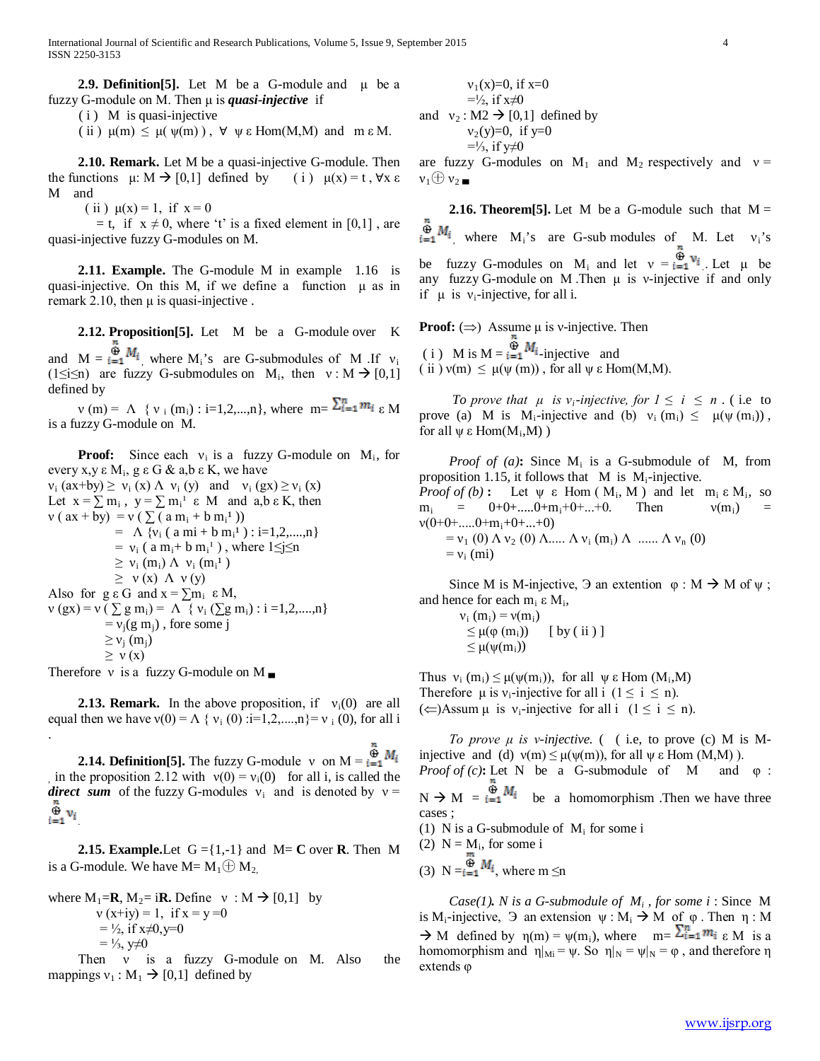**2.9. Definition[5].** Let M be a G-module and μ be a fuzzy G-module on M. Then μ is ***quasi-injective*** if

( i ) M is quasi-injective

( ii ) $\mu(m) \leq \mu(\psi(m))$, $\forall\ \psi \in \mathrm{Hom}(M,M)$ and $m \in M$.

**2.10. Remark.** Let M be a quasi-injective G-module. Then the functions $\mu: M \to [0,1]$ defined by ( i ) $\mu(x) = t$, $\forall x \in M$ and

( ii ) $\mu(x) = 1$, if $x = 0$

$= t$, if $x \neq 0$, where 't' is a fixed element in [0,1], are quasi-injective fuzzy G-modules on M.

**2.11. Example.** The G-module M in example 1.16 is quasi-injective. On this M, if we define a function μ as in remark 2.10, then μ is quasi-injective.

**2.12. Proposition[5].** Let M be a G-module over K and $M = \bigoplus_{i=1}^{n} M_i$ where $M_i$'s are G-submodules of M. If $\nu_i$ $(1 \leq i \leq n)$ are fuzzy G-submodules on $M_i$, then $\nu : M \to [0,1]$ defined by

$\nu(m) = \Lambda\ \{\nu_i(m_i) : i=1,2,...,n\}$, where $m = \sum_{i=1}^{n} m_i \in M$ is a fuzzy G-module on M.

**Proof:** Since each $\nu_i$ is a fuzzy G-module on $M_i$, for every $x,y \in M_i$, $g \in G$ & $a,b \in K$, we have

$\nu_i(ax+by) \geq \nu_i(x) \wedge \nu_i(y)$ and $\nu_i(gx) \geq \nu_i(x)$

Let $x = \sum m_i$, $y = \sum m_i^1 \in M$ and $a,b \in K$, then

$\nu(ax + by) = \nu(\sum(a m_i + b m_i^1))$

$= \Lambda\ \{\nu_i(a mi + b m_i^1) : i=1,2,....,n\}$

$= \nu_i(a m_i + b m_i^1)$, where $1 \leq j \leq n$

$\geq \nu_i(m_i) \wedge \nu_i(m_i^1)$

$\geq \nu(x) \wedge \nu(y)$

Also for $g \in G$ and $x = \sum m_i \in M$,

$\nu(gx) = \nu(\sum g m_i) = \Lambda\ \{\nu_i(\sum g m_i) : i = 1,2,....,n\}$

$= \nu_j(g m_j)$, fore some j

$\geq \nu_j(m_j)$

$\geq \nu(x)$

Therefore ν is a fuzzy G-module on M ■

**2.13. Remark.** In the above proposition, if $\nu_i(0)$ are all equal then we have $\nu(0) = \Lambda\ \{\nu_i(0) : i=1,2,....,n\} = \nu_i(0)$, for all i.

**2.14. Definition[5].** The fuzzy G-module ν on $M = \bigoplus_{i=1}^{n} M_i$ in the proposition 2.12 with $\nu(0) = \nu_i(0)$ for all i, is called the ***direct sum*** of the fuzzy G-modules $\nu_i$ and is denoted by $\nu = \bigoplus_{i=1}^{n} \nu_i$.

**2.15. Example.** Let $G = \{1,-1\}$ and $M = \mathbf{C}$ over $\mathbf{R}$. Then M is a G-module. We have $M = M_1 \oplus M_2$,

where $M_1 = \mathbf{R}$, $M_2 = i\mathbf{R}$. Define $\nu : M \to [0,1]$ by

$\nu(x+iy) = 1$, if $x = y = 0$

$= \frac{1}{2}$, if $x \neq 0, y = 0$

$= \frac{1}{3}$, $y \neq 0$

Then ν is a fuzzy G-module on M. Also the mappings $\nu_1 : M_1 \to [0,1]$ defined by

$\nu_1(x) = 0$, if $x = 0$

$= \frac{1}{2}$, if $x \neq 0$

and $\nu_2 : M2 \to [0,1]$ defined by

$\nu_2(y) = 0$, if $y = 0$

$= \frac{1}{3}$, if $y \neq 0$

are fuzzy G-modules on $M_1$ and $M_2$ respectively and $\nu = \nu_1 \oplus \nu_2$ ■

**2.16. Theorem[5].** Let M be a G-module such that $M = \bigoplus_{i=1}^{n} M_i$, where $M_i$'s are G-sub modules of M. Let $\nu_i$'s be fuzzy G-modules on $M_i$ and let $\nu = \bigoplus_{i=1}^{n} \nu_i$. Let μ be any fuzzy G-module on M. Then μ is ν-injective if and only if μ is $\nu_i$-injective, for all i.

**Proof:** (⇒) Assume μ is ν-injective. Then

( i ) M is $M = \bigoplus_{i=1}^{n} M_i$-injective and

( ii ) $\nu(m) \leq \mu(\psi(m))$, for all $\psi \in \mathrm{Hom}(M,M)$.

*To prove that μ is $\nu_i$-injective, for $1 \leq i \leq n$.* ( i.e to prove (a) M is $M_i$-injective and (b) $\nu_i(m_i) \leq \mu(\psi(m_i))$, for all $\psi \in \mathrm{Hom}(M_i,M)$ )

*Proof of (a)***:** Since $M_i$ is a G-submodule of M, from proposition 1.15, it follows that M is $M_i$-injective.

*Proof of (b)* **:** Let $\psi \in \mathrm{Hom}(M_i, M)$ and let $m_i \in M_i$, so $m_i = 0+0+.....0+m_i+0+...+0$. Then $\nu(m_i) = \nu(0+0+.....0+m_i+0+...+0)$

$= \nu_1(0) \wedge \nu_2(0) \wedge ..... \wedge \nu_i(m_i) \wedge ...... \wedge \nu_n(0)$

$= \nu_i(mi)$

Since M is M-injective, ∃ an extention $\varphi : M \to M$ of ψ ; and hence for each $m_i \in M_i$,

$\nu_i(m_i) = \nu(m_i)$

$\leq \mu(\varphi(m_i))$ [ by ( ii ) ]

$\leq \mu(\psi(m_i))$

Thus $\nu_i(m_i) \leq \mu(\psi(m_i))$, for all $\psi \in \mathrm{Hom}(M_i,M)$

Therefore μ is $\nu_i$-injective for all i $(1 \leq i \leq n)$.

(⇐)Assum μ is $\nu_i$-injective for all i $(1 \leq i \leq n)$.

*To prove μ is ν-injective.* ( ( i.e, to prove (c) M is M-injective and (d) $\nu(m) \leq \mu(\psi(m))$, for all $\psi \in \mathrm{Hom}(M,M)$ ).

*Proof of (c)***:** Let N be a G-submodule of M and $\varphi : N \to M = \bigoplus_{i=1}^{n} M_i$ be a homomorphism. Then we have three cases ;

(1) N is a G-submodule of $M_i$ for some i

(2) $N = M_i$, for some i

(3) $N = \bigoplus_{i=1}^{m} M_i$, where $m \leq n$

*Case(1). N is a G-submodule of $M_i$, for some i* : Since M is $M_i$-injective, ∃ an extension $\psi : M_i \to M$ of φ. Then $\eta : M \to M$ defined by $\eta(m) = \psi(m_i)$, where $m = \sum_{i=1}^{n} m_i \in M$ is a homomorphism and $\eta|_{M_i} = \psi$. So $\eta|_N = \psi|_N = \varphi$, and therefore η extends φ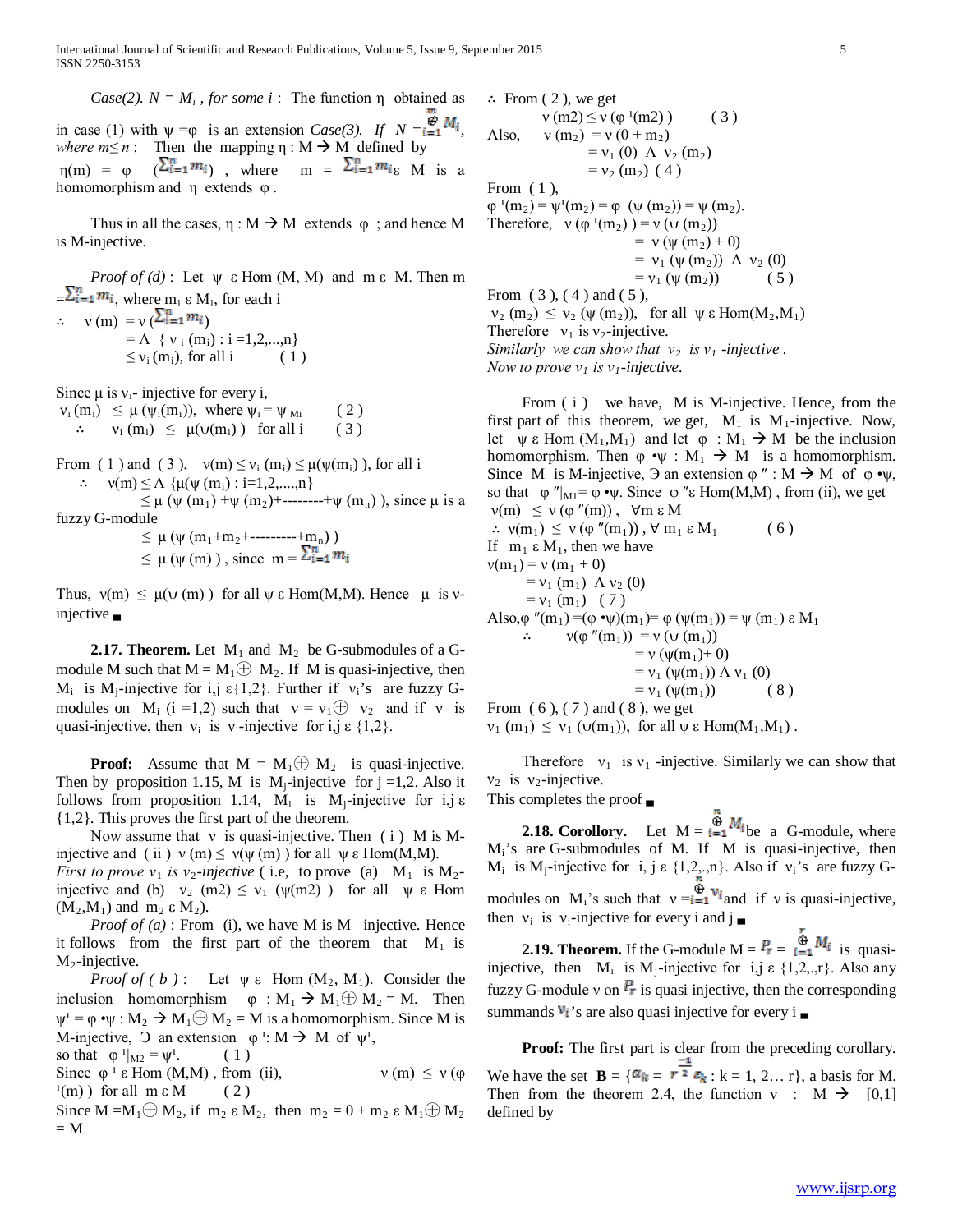*Case(2). $N = M_i$ , for some i* : The function η obtained as in case (1) with ψ = φ is an extension *Case(3). If $N = \bigoplus_{i=1}^{m} M_i$, where m≤ n* : Then the mapping η : M → M defined by $\eta(m) = \varphi(\sum_{i=1}^{n} m_i)$ , where $m = \sum_{i=1}^{n} m_i \in M$ is a homomorphism and η extends φ .

Thus in all the cases, η : M → M extends φ ; and hence M is M-injective.

*Proof of (d)* : Let ψ ε Hom (M, M) and m ε M. Then $m = \sum_{i=1}^{n} m_i$, where $m_i \in M_i$, for each i

$$\therefore \quad \nu(m) = \nu(\sum_{i=1}^{n} m_i) = \Lambda\ \{ \nu_i(m_i) : i = 1,2,...,n\} \leq \nu_i(m_i), \text{ for all } i \qquad (1)$$

Since μ is $\nu_i$- injective for every i,

$$\nu_i(m_i) \leq \mu(\psi_i(m_i)), \text{ where } \psi_i = \psi|_{M_i} \qquad (2)$$

$$\therefore \quad \nu_i(m_i) \leq \mu(\psi(m_i)) \text{ for all } i \qquad (3)$$

From ( 1 ) and ( 3 ), $\nu(m) \leq \nu_i(m_i) \leq \mu(\psi(m_i))$, for all i

$$\therefore \quad \nu(m) \leq \Lambda\ \{\mu(\psi(m_i)) : i = 1,2,....,n\}$$

$\leq \mu(\psi(m_1) + \psi(m_2) + \text{--------} + \psi(m_n))$, since μ is a fuzzy G-module

$$\leq \mu(\psi(m_1 + m_2 + \text{---------} + m_n))$$

$$\leq \mu(\psi(m)), \text{ since } m = \sum_{i=1}^{n} m_i$$

Thus, $\nu(m) \leq \mu(\psi(m))$ for all ψ ε Hom(M,M). Hence μ is ν-injective ∎

**2.17. Theorem.** Let $M_1$ and $M_2$ be G-submodules of a G-module M such that $M = M_1 \oplus M_2$. If M is quasi-injective, then $M_i$ is $M_j$-injective for i,j ε{1,2}. Further if $\nu_i$'s are fuzzy G-modules on $M_i$ (i =1,2) such that $\nu = \nu_1 \oplus \nu_2$ and if ν is quasi-injective, then $\nu_i$ is $\nu_j$-injective for i,j ε {1,2}.

**Proof:** Assume that $M = M_1 \oplus M_2$ is quasi-injective. Then by proposition 1.15, M is $M_j$-injective for j =1,2. Also it follows from proposition 1.14, $M_i$ is $M_j$-injective for i,j ε {1,2}. This proves the first part of the theorem.

Now assume that ν is quasi-injective. Then ( i ) M is M-injective and ( ii ) $\nu(m) \leq \nu(\psi(m))$ for all ψ ε Hom(M,M).

*First to prove $\nu_1$ is $\nu_2$-injective* ( i.e, to prove (a) $M_1$ is $M_2$-injective and (b) $\nu_2(m2) \leq \nu_1(\psi(m2))$ for all ψ ε Hom $(M_2,M_1)$ and $m_2$ ε $M_2$).

*Proof of (a)* : From (i), we have M is M –injective. Hence it follows from the first part of the theorem that $M_1$ is $M_2$-injective.

*Proof of ( b )* : Let ψ ε Hom $(M_2, M_1)$. Consider the inclusion homomorphism $\varphi : M_1 \to M_1 \oplus M_2 = M$. Then $\psi^1 = \varphi \bullet \psi : M_2 \to M_1 \oplus M_2 = M$ is a homomorphism. Since M is M-injective, ∃ an extension $\varphi^1 : M \to M$ of $\psi^1$, so that $\varphi^1|_{M2} = \psi^1$. ( 1 )

Since $\varphi^1$ ε Hom (M,M) , from (ii), $\nu(m) \leq \nu(\varphi^1(m))$ for all m ε M ( 2 )

Since $M = M_1 \oplus M_2$, if $m_2$ ε $M_2$, then $m_2 = 0 + m_2 \in M_1 \oplus M_2 = M$

∴ From ( 2 ), we get

$$\nu(m2) \leq \nu(\varphi^1(m2)) \qquad (3)$$

Also, $\nu(m_2) = \nu(0 + m_2)$
$= \nu_1(0)\ \Lambda\ \nu_2(m_2)$
$= \nu_2(m_2)$ ( 4 )

From ( 1 ),

$\varphi^1(m_2) = \psi^1(m_2) = \varphi(\psi(m_2)) = \psi(m_2)$.

Therefore, $\nu(\varphi^1(m_2)) = \nu(\psi(m_2))$
$= \nu(\psi(m_2) + 0)$
$= \nu_1(\psi(m_2))\ \Lambda\ \nu_2(0)$
$= \nu_1(\psi(m_2))$ ( 5 )

From ( 3 ), ( 4 ) and ( 5 ),

$\nu_2(m_2) \leq \nu_2(\psi(m_2))$, for all ψ ε Hom$(M_2,M_1)$

Therefore $\nu_1$ is $\nu_2$-injective.

*Similarly we can show that $\nu_2$ is $\nu_1$ -injective .*

*Now to prove $\nu_1$ is $\nu_1$-injective.*

From ( i ) we have, M is M-injective. Hence, from the first part of this theorem, we get, $M_1$ is $M_1$-injective. Now, let ψ ε Hom $(M_1,M_1)$ and let $\varphi : M_1 \to M$ be the inclusion homomorphism. Then $\varphi \bullet \psi : M_1 \to M$ is a homomorphism. Since M is M-injective, ∃ an extension $\varphi'' : M \to M$ of $\varphi \bullet \psi$, so that $\varphi''|_{M1} = \varphi \bullet \psi$. Since $\varphi''$ε Hom(M,M) , from (ii), we get $\nu(m) \leq \nu(\varphi''(m))$, ∀m ε M

$$\therefore \nu(m_1) \leq \nu(\varphi''(m_1)),\ \forall\ m_1 \in M_1 \qquad (6)$$

If $m_1$ ε $M_1$, then we have

$\nu(m_1) = \nu(m_1 + 0)$
$= \nu_1(m_1)\ \Lambda\ \nu_2(0)$
$= \nu_1(m_1)$ ( 7 )

Also, $\varphi''(m_1) = (\varphi \bullet \psi)(m_1) = \varphi(\psi(m_1)) = \psi(m_1) \in M_1$

∴ $\nu(\varphi''(m_1)) = \nu(\psi(m_1))$
$= \nu(\psi(m_1) + 0)$
$= \nu_1(\psi(m_1))\ \Lambda\ \nu_1(0)$
$= \nu_1(\psi(m_1))$ ( 8 )

From ( 6 ), ( 7 ) and ( 8 ), we get

$\nu_1(m_1) \leq \nu_1(\psi(m_1))$, for all ψ ε Hom$(M_1,M_1)$ .

Therefore $\nu_1$ is $\nu_1$ -injective. Similarly we can show that $\nu_2$ is $\nu_2$-injective.

This completes the proof ∎

**2.18. Corollary.** Let $M = \bigoplus_{i=1}^{n} M_i$ be a G-module, where $M_i$'s are G-submodules of M. If M is quasi-injective, then $M_i$ is $M_j$-injective for i, j ε {1,2,.,n}. Also if $\nu_i$'s are fuzzy G-modules on $M_i$'s such that $\nu = \bigoplus_{i=1}^{n} \nu_i$ and if ν is quasi-injective, then $\nu_i$ is $\nu_j$-injective for every i and j ∎

**2.19. Theorem.** If the G-module $M = F_r = \bigoplus_{i=1}^{r} M_i$ is quasi-injective, then $M_i$ is $M_j$-injective for i,j ε {1,2,.,r}. Also any fuzzy G-module ν on $F_r$ is quasi injective, then the corresponding summands $\nu_i$'s are also quasi injective for every i ∎

**Proof:** The first part is clear from the preceding corollary. We have the set $\mathbf{B} = \{\alpha_k = r^{\frac{-1}{2}} \varepsilon_k : k = 1, 2\ldots r\}$, a basis for M. Then from the theorem 2.4, the function ν : M → [0,1] defined by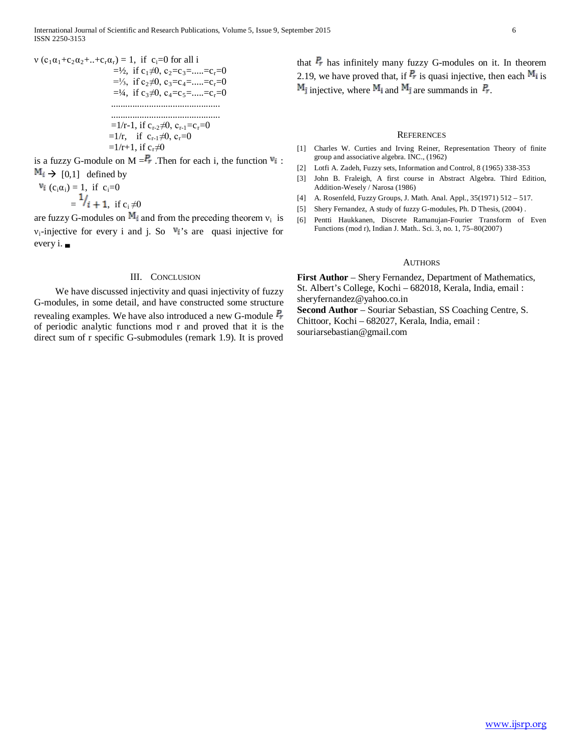$$
\begin{aligned}
\nu(c_1\alpha_1+c_2\alpha_2+..+c_r\alpha_r) &= 1, \text{ if } c_i=0 \text{ for all } i\\
&= 1/2, \text{ if } c_1\neq 0,\ c_2=c_3=.....=c_r=0\\
&= 1/3, \text{ if } c_2\neq 0,\ c_3=c_4=.....=c_r=0\\
&= 1/4, \text{ if } c_3\neq 0,\ c_4=c_5=.....=c_r=0\\
&\ldots\ldots\ldots\ldots\ldots\ldots\ldots\ldots\\
&\ldots\ldots\ldots\ldots\ldots\ldots\ldots\ldots\\
&= 1/r\text{-}1, \text{ if } c_{r-2}\neq 0,\ c_{r-1}=c_r=0\\
&= 1/r, \quad \text{if } c_{r-1}\neq 0,\ c_r=0\\
&= 1/r+1, \text{ if } c_r\neq 0
\end{aligned}
$$

is a fuzzy G-module on M $=P_r$ .Then for each i, the function $\nu_i$ : $M_i \to [0,1]$ defined by

$$
\begin{aligned}
\nu_i(c_i\alpha_i) &= 1, \text{ if } c_i=0\\
&= 1/i+1, \text{ if } c_i \neq 0
\end{aligned}
$$

are fuzzy G-modules on $M_i$ and from the preceding theorem $\nu_i$ is $\nu_i$-injective for every i and j. So $\nu_i$'s are quasi injective for every i. ∎

## III. Conclusion

We have discussed injectivity and quasi injectivity of fuzzy G-modules, in some detail, and have constructed some structure revealing examples. We have also introduced a new G-module $P_r$ of periodic analytic functions mod r and proved that it is the direct sum of r specific G-submodules (remark 1.9). It is proved that $P_r$ has infinitely many fuzzy G-modules on it. In theorem 2.19, we have proved that, if $P_r$ is quasi injective, then each $M_i$ is $M_j$ injective, where $M_i$ and $M_j$ are summands in $P_r$.

## References

[1] Charles W. Curties and Irving Reiner, Representation Theory of finite group and associative algebra. INC., (1962)

[2] Lotfi A. Zadeh, Fuzzy sets, Information and Control, 8 (1965) 338-353

[3] John B. Fraleigh, A first course in Abstract Algebra. Third Edition, Addition-Wesely / Narosa (1986)

[4] A. Rosenfeld, Fuzzy Groups, J. Math. Anal. Appl., 35(1971) 512 – 517.

[5] Shery Fernandez, A study of fuzzy G-modules, Ph. D Thesis, (2004) .

[6] Pentti Haukkanen, Discrete Ramanujan-Fourier Transform of Even Functions (mod r), Indian J. Math.. Sci. 3, no. 1, 75–80(2007)

## Authors

**First Author** – Shery Fernandez, Department of Mathematics, St. Albert's College, Kochi – 682018, Kerala, India, email : sheryfernandez@yahoo.co.in

**Second Author** – Souriar Sebastian, SS Coaching Centre, S. Chittoor, Kochi – 682027, Kerala, India, email : souriarsebastian@gmail.com